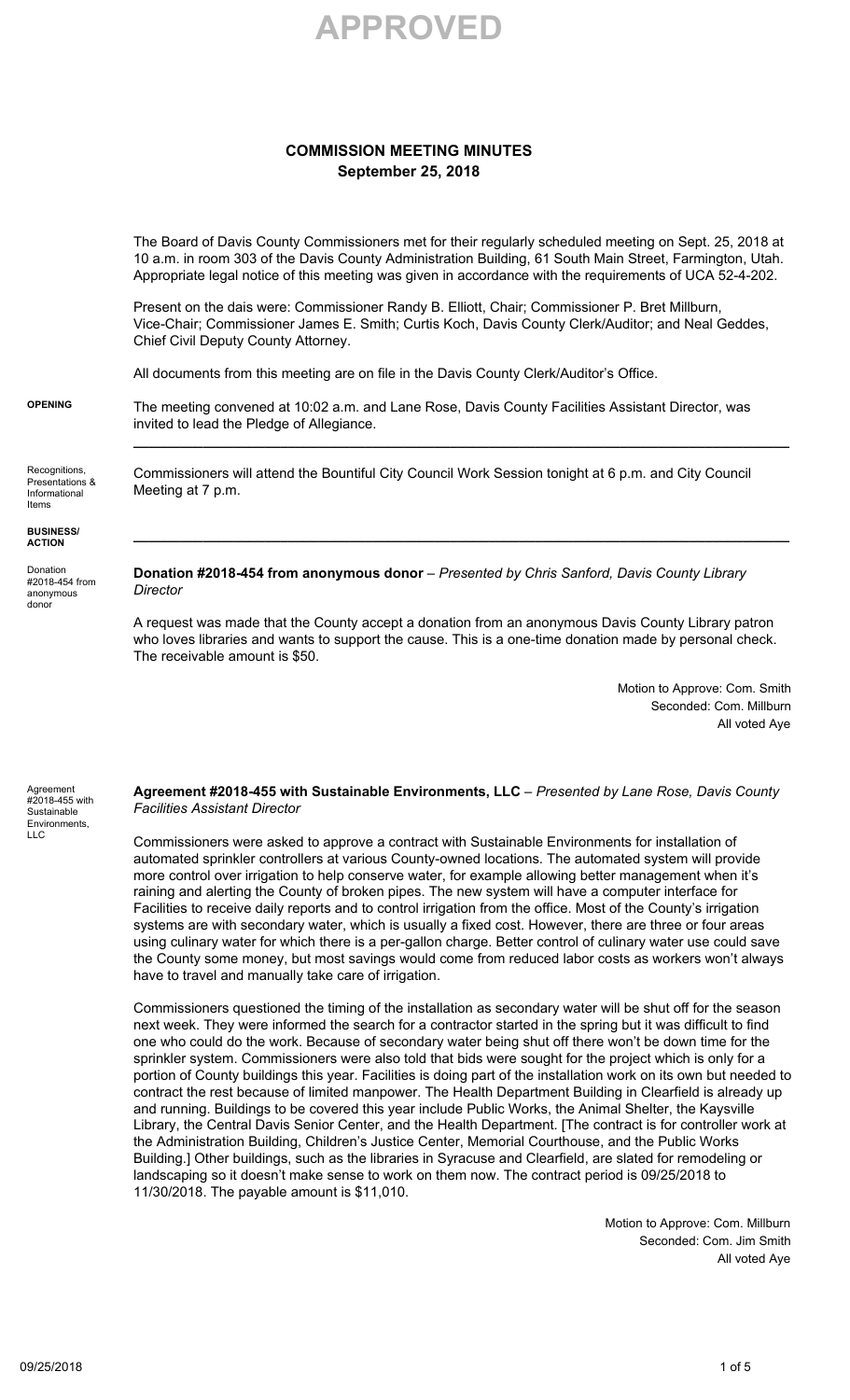# APPROVED

## COMMISSION MEETING MINUTES
### September 25, 2018

The Board of Davis County Commissioners met for their regularly scheduled meeting on Sept. 25, 2018 at 10 a.m. in room 303 of the Davis County Administration Building, 61 South Main Street, Farmington, Utah. Appropriate legal notice of this meeting was given in accordance with the requirements of UCA 52-4-202.

Present on the dais were: Commissioner Randy B. Elliott, Chair; Commissioner P. Bret Millburn, Vice-Chair; Commissioner James E. Smith; Curtis Koch, Davis County Clerk/Auditor; and Neal Geddes, Chief Civil Deputy County Attorney.

All documents from this meeting are on file in the Davis County Clerk/Auditor's Office.

**OPENING**

The meeting convened at 10:02 a.m. and Lane Rose, Davis County Facilities Assistant Director, was invited to lead the Pledge of Allegiance.

---

Recognitions, Presentations & Informational Items

Commissioners will attend the Bountiful City Council Work Session tonight at 6 p.m. and City Council Meeting at 7 p.m.

**BUSINESS/ ACTION**

---

Donation #2018-454 from anonymous donor

**Donation #2018-454 from anonymous donor** – *Presented by Chris Sanford, Davis County Library Director*

A request was made that the County accept a donation from an anonymous Davis County Library patron who loves libraries and wants to support the cause. This is a one-time donation made by personal check. The receivable amount is $50.

Motion to Approve: Com. Smith
Seconded: Com. Millburn
All voted Aye

Agreement #2018-455 with Sustainable Environments, LLC

**Agreement #2018-455 with Sustainable Environments, LLC** – *Presented by Lane Rose, Davis County Facilities Assistant Director*

Commissioners were asked to approve a contract with Sustainable Environments for installation of automated sprinkler controllers at various County-owned locations. The automated system will provide more control over irrigation to help conserve water, for example allowing better management when it's raining and alerting the County of broken pipes. The new system will have a computer interface for Facilities to receive daily reports and to control irrigation from the office. Most of the County's irrigation systems are with secondary water, which is usually a fixed cost. However, there are three or four areas using culinary water for which there is a per-gallon charge. Better control of culinary water use could save the County some money, but most savings would come from reduced labor costs as workers won't always have to travel and manually take care of irrigation.

Commissioners questioned the timing of the installation as secondary water will be shut off for the season next week. They were informed the search for a contractor started in the spring but it was difficult to find one who could do the work. Because of secondary water being shut off there won't be down time for the sprinkler system. Commissioners were also told that bids were sought for the project which is only for a portion of County buildings this year. Facilities is doing part of the installation work on its own but needed to contract the rest because of limited manpower. The Health Department Building in Clearfield is already up and running. Buildings to be covered this year include Public Works, the Animal Shelter, the Kaysville Library, the Central Davis Senior Center, and the Health Department. [The contract is for controller work at the Administration Building, Children's Justice Center, Memorial Courthouse, and the Public Works Building.] Other buildings, such as the libraries in Syracuse and Clearfield, are slated for remodeling or landscaping so it doesn't make sense to work on them now. The contract period is 09/25/2018 to 11/30/2018. The payable amount is $11,010.

Motion to Approve: Com. Millburn
Seconded: Com. Jim Smith
All voted Aye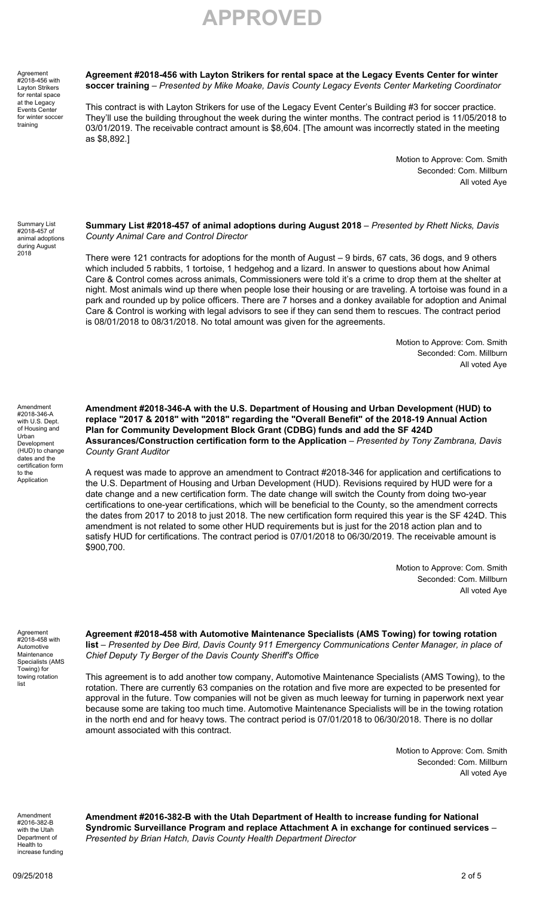# APPROVED

Agreement #2018-456 with Layton Strikers for rental space at the Legacy Events Center for winter soccer training

**Agreement #2018-456 with Layton Strikers for rental space at the Legacy Events Center for winter soccer training** – *Presented by Mike Moake, Davis County Legacy Events Center Marketing Coordinator*

This contract is with Layton Strikers for use of the Legacy Event Center's Building #3 for soccer practice. They'll use the building throughout the week during the winter months. The contract period is 11/05/2018 to 03/01/2019. The receivable contract amount is $8,604. [The amount was incorrectly stated in the meeting as $8,892.]

Motion to Approve: Com. Smith
Seconded: Com. Millburn
All voted Aye

Summary List #2018-457 of animal adoptions during August 2018

**Summary List #2018-457 of animal adoptions during August 2018** – *Presented by Rhett Nicks, Davis County Animal Care and Control Director*

There were 121 contracts for adoptions for the month of August – 9 birds, 67 cats, 36 dogs, and 9 others which included 5 rabbits, 1 tortoise, 1 hedgehog and a lizard. In answer to questions about how Animal Care & Control comes across animals, Commissioners were told it's a crime to drop them at the shelter at night. Most animals wind up there when people lose their housing or are traveling. A tortoise was found in a park and rounded up by police officers. There are 7 horses and a donkey available for adoption and Animal Care & Control is working with legal advisors to see if they can send them to rescues. The contract period is 08/01/2018 to 08/31/2018. No total amount was given for the agreements.

Motion to Approve: Com. Smith
Seconded: Com. Millburn
All voted Aye

Amendment #2018-346-A with U.S. Dept. of Housing and Urban Development (HUD) to change dates and the certification form to the Application

**Amendment #2018-346-A with the U.S. Department of Housing and Urban Development (HUD) to replace "2017 & 2018" with "2018" regarding the "Overall Benefit" of the 2018-19 Annual Action Plan for Community Development Block Grant (CDBG) funds and add the SF 424D Assurances/Construction certification form to the Application** – *Presented by Tony Zambrana, Davis County Grant Auditor*

A request was made to approve an amendment to Contract #2018-346 for application and certifications to the U.S. Department of Housing and Urban Development (HUD). Revisions required by HUD were for a date change and a new certification form. The date change will switch the County from doing two-year certifications to one-year certifications, which will be beneficial to the County, so the amendment corrects the dates from 2017 to 2018 to just 2018. The new certification form required this year is the SF 424D. This amendment is not related to some other HUD requirements but is just for the 2018 action plan and to satisfy HUD for certifications. The contract period is 07/01/2018 to 06/30/2019. The receivable amount is $900,700.

Motion to Approve: Com. Smith
Seconded: Com. Millburn
All voted Aye

Agreement #2018-458 with Automotive Maintenance Specialists (AMS Towing) for towing rotation list

**Agreement #2018-458 with Automotive Maintenance Specialists (AMS Towing) for towing rotation list** – *Presented by Dee Bird, Davis County 911 Emergency Communications Center Manager, in place of Chief Deputy Ty Berger of the Davis County Sheriff's Office*

This agreement is to add another tow company, Automotive Maintenance Specialists (AMS Towing), to the rotation. There are currently 63 companies on the rotation and five more are expected to be presented for approval in the future. Tow companies will not be given as much leeway for turning in paperwork next year because some are taking too much time. Automotive Maintenance Specialists will be in the towing rotation in the north end and for heavy tows. The contract period is 07/01/2018 to 06/30/2018. There is no dollar amount associated with this contract.

Motion to Approve: Com. Smith
Seconded: Com. Millburn
All voted Aye

Amendment #2016-382-B with the Utah Department of Health to increase funding

**Amendment #2016-382-B with the Utah Department of Health to increase funding for National Syndromic Surveillance Program and replace Attachment A in exchange for continued services** – *Presented by Brian Hatch, Davis County Health Department Director*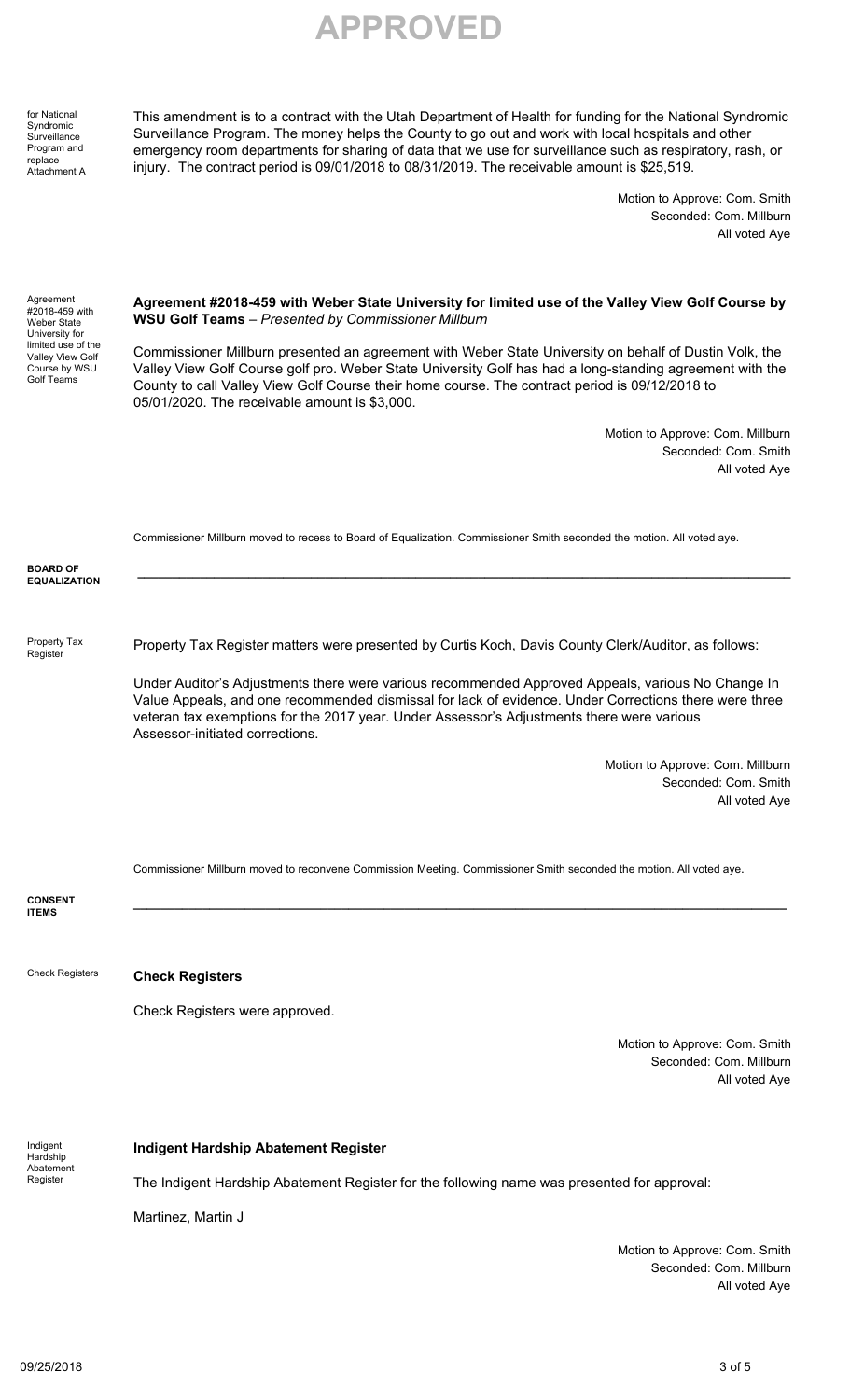# APPROVED

for National Syndromic Surveillance Program and replace Attachment A

This amendment is to a contract with the Utah Department of Health for funding for the National Syndromic Surveillance Program. The money helps the County to go out and work with local hospitals and other emergency room departments for sharing of data that we use for surveillance such as respiratory, rash, or injury. The contract period is 09/01/2018 to 08/31/2019. The receivable amount is $25,519.

Motion to Approve: Com. Smith
Seconded: Com. Millburn
All voted Aye

Agreement #2018-459 with Weber State University for limited use of the Valley View Golf Course by WSU Golf Teams

**Agreement #2018-459 with Weber State University for limited use of the Valley View Golf Course by WSU Golf Teams** – *Presented by Commissioner Millburn*

Commissioner Millburn presented an agreement with Weber State University on behalf of Dustin Volk, the Valley View Golf Course golf pro. Weber State University Golf has had a long-standing agreement with the County to call Valley View Golf Course their home course. The contract period is 09/12/2018 to 05/01/2020. The receivable amount is $3,000.

Motion to Approve: Com. Millburn
Seconded: Com. Smith
All voted Aye

Commissioner Millburn moved to recess to Board of Equalization. Commissioner Smith seconded the motion. All voted aye.

## BOARD OF EQUALIZATION

Property Tax Register

Property Tax Register matters were presented by Curtis Koch, Davis County Clerk/Auditor, as follows:

Under Auditor's Adjustments there were various recommended Approved Appeals, various No Change In Value Appeals, and one recommended dismissal for lack of evidence. Under Corrections there were three veteran tax exemptions for the 2017 year. Under Assessor's Adjustments there were various Assessor-initiated corrections.

Motion to Approve: Com. Millburn
Seconded: Com. Smith
All voted Aye

Commissioner Millburn moved to reconvene Commission Meeting. Commissioner Smith seconded the motion. All voted aye.

## CONSENT ITEMS

Check Registers

**Check Registers**

Check Registers were approved.

Motion to Approve: Com. Smith
Seconded: Com. Millburn
All voted Aye

Indigent Hardship Abatement Register

**Indigent Hardship Abatement Register**

The Indigent Hardship Abatement Register for the following name was presented for approval:

Martinez, Martin J

Motion to Approve: Com. Smith
Seconded: Com. Millburn
All voted Aye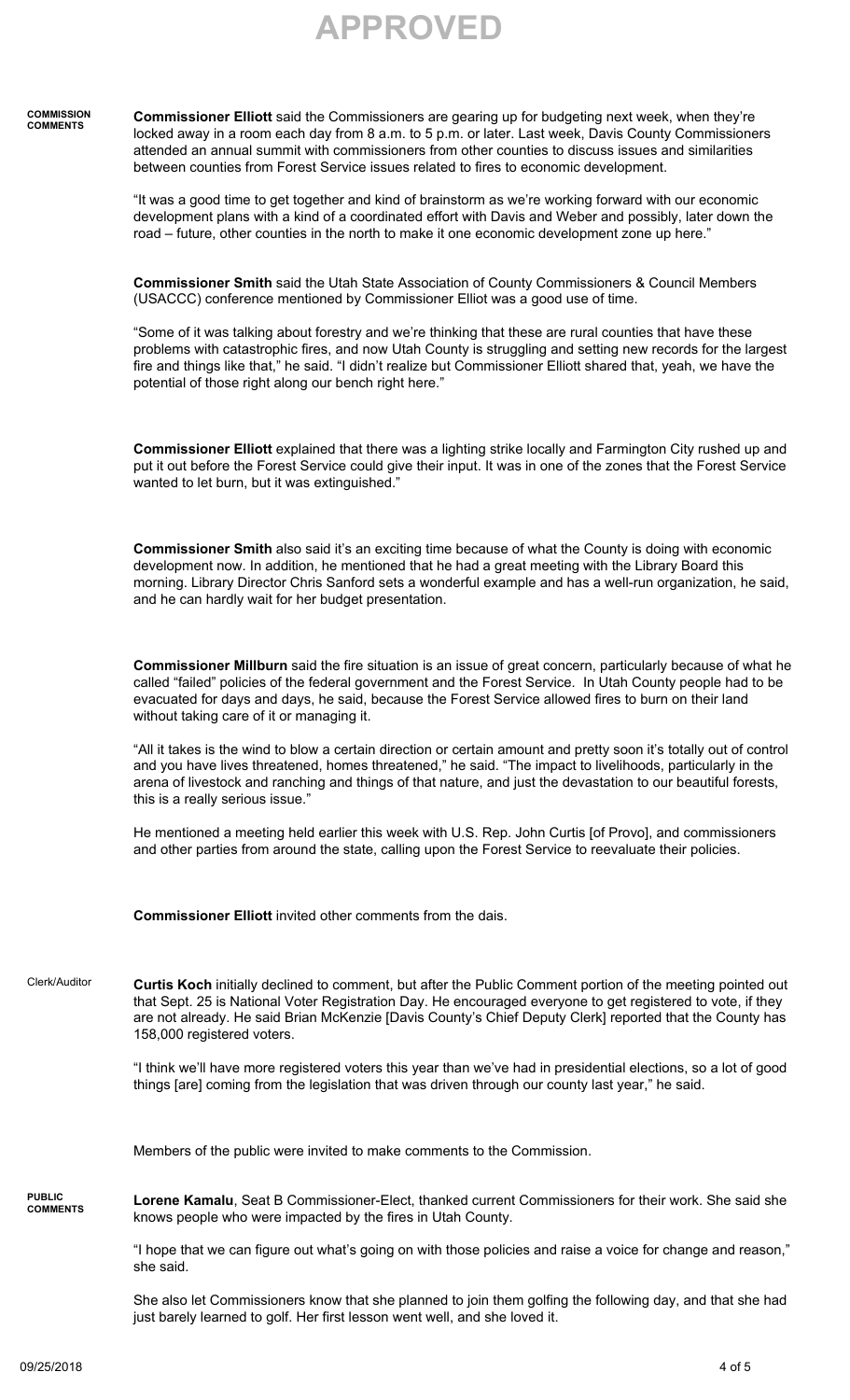# APPROVED

**COMMISSION COMMENTS**

**Commissioner Elliott** said the Commissioners are gearing up for budgeting next week, when they're locked away in a room each day from 8 a.m. to 5 p.m. or later. Last week, Davis County Commissioners attended an annual summit with commissioners from other counties to discuss issues and similarities between counties from Forest Service issues related to fires to economic development.

"It was a good time to get together and kind of brainstorm as we're working forward with our economic development plans with a kind of a coordinated effort with Davis and Weber and possibly, later down the road – future, other counties in the north to make it one economic development zone up here."

**Commissioner Smith** said the Utah State Association of County Commissioners & Council Members (USACCC) conference mentioned by Commissioner Elliot was a good use of time.

"Some of it was talking about forestry and we're thinking that these are rural counties that have these problems with catastrophic fires, and now Utah County is struggling and setting new records for the largest fire and things like that," he said. "I didn't realize but Commissioner Elliott shared that, yeah, we have the potential of those right along our bench right here."

**Commissioner Elliott** explained that there was a lighting strike locally and Farmington City rushed up and put it out before the Forest Service could give their input. It was in one of the zones that the Forest Service wanted to let burn, but it was extinguished."

**Commissioner Smith** also said it's an exciting time because of what the County is doing with economic development now. In addition, he mentioned that he had a great meeting with the Library Board this morning. Library Director Chris Sanford sets a wonderful example and has a well-run organization, he said, and he can hardly wait for her budget presentation.

**Commissioner Millburn** said the fire situation is an issue of great concern, particularly because of what he called "failed" policies of the federal government and the Forest Service. In Utah County people had to be evacuated for days and days, he said, because the Forest Service allowed fires to burn on their land without taking care of it or managing it.

"All it takes is the wind to blow a certain direction or certain amount and pretty soon it's totally out of control and you have lives threatened, homes threatened," he said. "The impact to livelihoods, particularly in the arena of livestock and ranching and things of that nature, and just the devastation to our beautiful forests, this is a really serious issue."

He mentioned a meeting held earlier this week with U.S. Rep. John Curtis [of Provo], and commissioners and other parties from around the state, calling upon the Forest Service to reevaluate their policies.

**Commissioner Elliott** invited other comments from the dais.

Clerk/Auditor

**Curtis Koch** initially declined to comment, but after the Public Comment portion of the meeting pointed out that Sept. 25 is National Voter Registration Day. He encouraged everyone to get registered to vote, if they are not already. He said Brian McKenzie [Davis County's Chief Deputy Clerk] reported that the County has 158,000 registered voters.

"I think we'll have more registered voters this year than we've had in presidential elections, so a lot of good things [are] coming from the legislation that was driven through our county last year," he said.

Members of the public were invited to make comments to the Commission.

**PUBLIC COMMENTS**

**Lorene Kamalu**, Seat B Commissioner-Elect, thanked current Commissioners for their work. She said she knows people who were impacted by the fires in Utah County.

"I hope that we can figure out what's going on with those policies and raise a voice for change and reason," she said.

She also let Commissioners know that she planned to join them golfing the following day, and that she had just barely learned to golf. Her first lesson went well, and she loved it.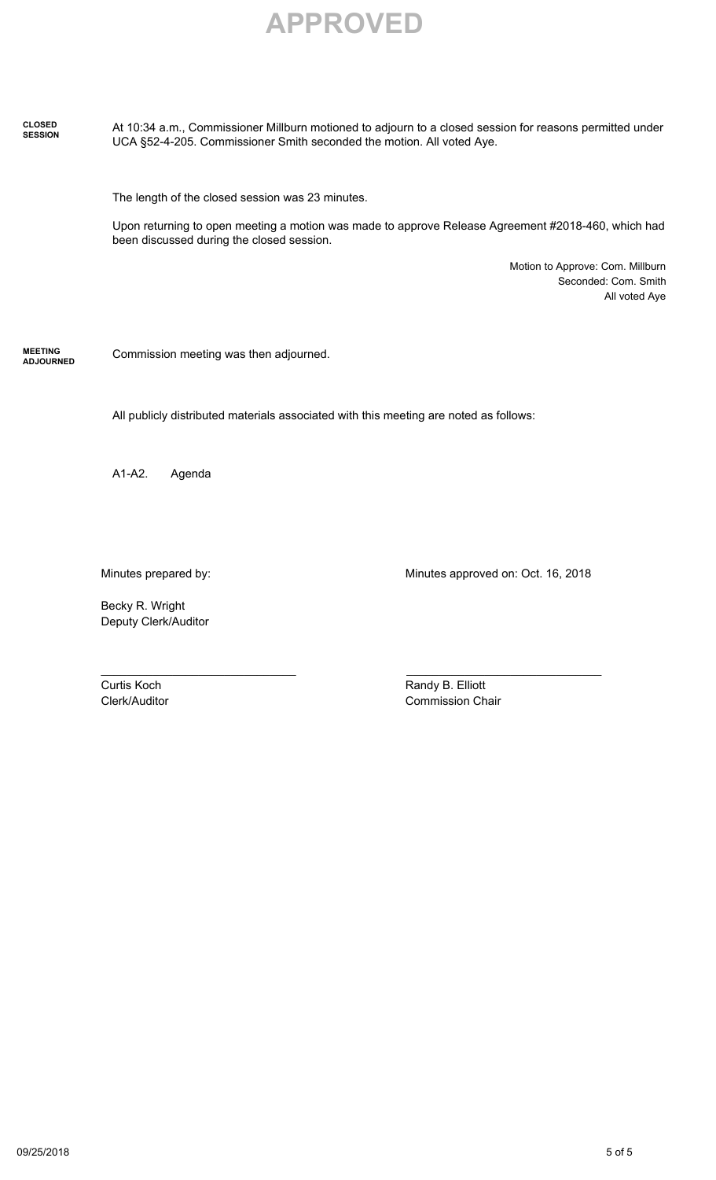# APPROVED

**CLOSED SESSION**

At 10:34 a.m., Commissioner Millburn motioned to adjourn to a closed session for reasons permitted under UCA §52-4-205. Commissioner Smith seconded the motion. All voted Aye.

The length of the closed session was 23 minutes.

Upon returning to open meeting a motion was made to approve Release Agreement #2018-460, which had been discussed during the closed session.

Motion to Approve: Com. Millburn
Seconded: Com. Smith
All voted Aye

**MEETING ADJOURNED**

Commission meeting was then adjourned.

All publicly distributed materials associated with this meeting are noted as follows:

A1-A2. Agenda

Minutes prepared by:

Becky R. Wright
Deputy Clerk/Auditor

Minutes approved on: Oct. 16, 2018

Curtis Koch
Clerk/Auditor

Randy B. Elliott
Commission Chair